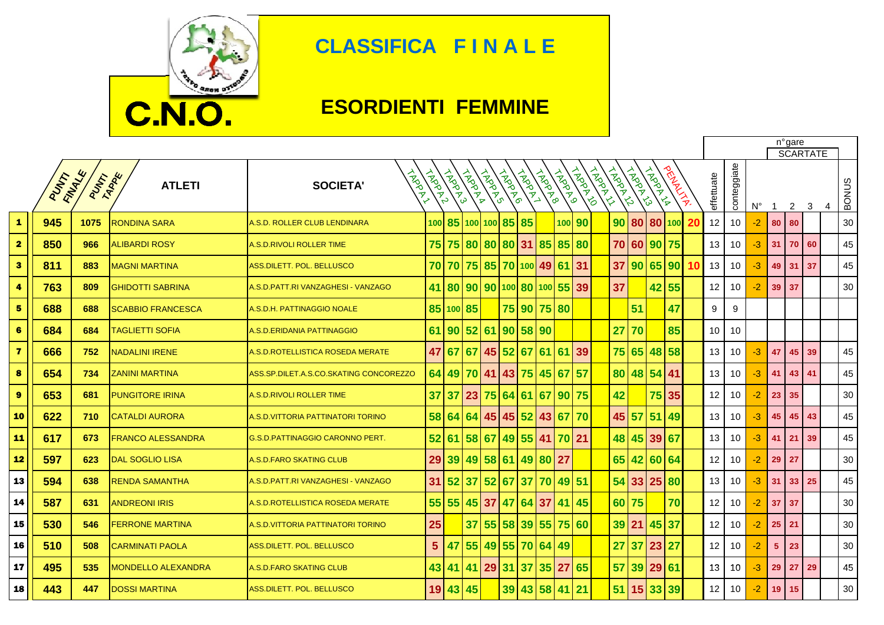# CLASSIFICA F I N A L E

## C.N.O.

## ESORDIENTI FEMMINE

| | PUNTI FINALE | PUNTI TAPPE | ATLETI | SOCIETA' | TAPPA 1 | TAPPA 2 | TAPPA 3 | TAPPA 4 | TAPPA 5 | TAPPA 6 | TAPPA 7 | TAPPA 8 | TAPPA 9 | TAPPA 10 | TAPPA 11 | TAPPA 12 | TAPPA 13 | TAPPA 14 | PENALITA' | effettuate | conteggiate | n°gare N° | SCARTATE 1 | SCARTATE 2 | SCARTATE 3 | SCARTATE 4 | BONUS |
|---|---|---|---|---|---|---|---|---|---|---|---|---|---|---|---|---|---|---|---|---|---|---|---|---|---|---|---|
| 1 | 945 | 1075 | RONDINA SARA | A.S.D. ROLLER CLUB LENDINARA | 100 | 85 | 100 | 100 | 85 | 85 | | 100 | 90 | | 90 | 80 | 80 | 100 | 20 | 12 | 10 | -2 | 80 | 80 | | | 30 |
| 2 | 850 | 966 | ALIBARDI ROSY | A.S.D.RIVOLI ROLLER TIME | 75 | 75 | 80 | 80 | 80 | 31 | 85 | 85 | 80 | | 70 | 60 | 90 | 75 | | 13 | 10 | -3 | 31 | 70 | 60 | | 45 |
| 3 | 811 | 883 | MAGNI MARTINA | ASS.DILETT. POL. BELLUSCO | 70 | 70 | 75 | 85 | 70 | 100 | 49 | 61 | 31 | | 37 | 90 | 65 | 90 | 10 | 13 | 10 | -3 | 49 | 31 | 37 | | 45 |
| 4 | 763 | 809 | GHIDOTTI SABRINA | A.S.D.PATT.RI VANZAGHESI - VANZAGO | 41 | 80 | 90 | 90 | 100 | 80 | 100 | 55 | 39 | | 37 | | 42 | 55 | | 12 | 10 | -2 | 39 | 37 | | | 30 |
| 5 | 688 | 688 | SCABBIO FRANCESCA | A.S.D.H. PATTINAGGIO NOALE | 85 | 100 | 85 | | 75 | 90 | 75 | 80 | | | | 51 | | 47 | | 9 | 9 | | | | | | |
| 6 | 684 | 684 | TAGLIETTI SOFIA | A.S.D.ERIDANIA PATTINAGGIO | 61 | 90 | 52 | 61 | 90 | 58 | 90 | | | | 27 | 70 | | 85 | | 10 | 10 | | | | | | |
| 7 | 666 | 752 | NADALINI IRENE | A.S.D.ROTELLISTICA ROSEDA MERATE | 47 | 67 | 67 | 45 | 52 | 67 | 61 | 61 | 39 | | 75 | 65 | 48 | 58 | | 13 | 10 | -3 | 47 | 45 | 39 | | 45 |
| 8 | 654 | 734 | ZANINI MARTINA | ASS.SP.DILET.A.S.CO.SKATING CONCOREZZO | 64 | 49 | 70 | 41 | 43 | 75 | 45 | 67 | 57 | | 80 | 48 | 54 | 41 | | 13 | 10 | -3 | 41 | 43 | 41 | | 45 |
| 9 | 653 | 681 | PUNGITORE IRINA | A.S.D.RIVOLI ROLLER TIME | 37 | 37 | 23 | 75 | 64 | 61 | 67 | 90 | 75 | | 42 | | 75 | 35 | | 12 | 10 | -2 | 23 | 35 | | | 30 |
| 10 | 622 | 710 | CATALDI AURORA | A.S.D.VITTORIA PATTINATORI TORINO | 58 | 64 | 64 | 45 | 45 | 52 | 43 | 67 | 70 | | 45 | 57 | 51 | 49 | | 13 | 10 | -3 | 45 | 45 | 43 | | 45 |
| 11 | 617 | 673 | FRANCO ALESSANDRA | G.S.D.PATTINAGGIO CARONNO PERT. | 52 | 61 | 58 | 67 | 49 | 55 | 41 | 70 | 21 | | 48 | 45 | 39 | 67 | | 13 | 10 | -3 | 41 | 21 | 39 | | 45 |
| 12 | 597 | 623 | DAL SOGLIO LISA | A.S.D.FARO SKATING CLUB | 29 | 39 | 49 | 58 | 61 | 49 | 80 | 27 | | | 65 | 42 | 60 | 64 | | 12 | 10 | -2 | 29 | 27 | | | 30 |
| 13 | 594 | 638 | RENDA SAMANTHA | A.S.D.PATT.RI VANZAGHESI - VANZAGO | 31 | 52 | 37 | 52 | 67 | 37 | 70 | 49 | 51 | | 54 | 33 | 25 | 80 | | 13 | 10 | -3 | 31 | 33 | 25 | | 45 |
| 14 | 587 | 631 | ANDREONI IRIS | A.S.D.ROTELLISTICA ROSEDA MERATE | 55 | 55 | 45 | 37 | 47 | 64 | 37 | 41 | 45 | | 60 | 75 | | 70 | | 12 | 10 | -2 | 37 | 37 | | | 30 |
| 15 | 530 | 546 | FERRONE MARTINA | A.S.D.VITTORIA PATTINATORI TORINO | 25 | | 37 | 55 | 58 | 39 | 55 | 75 | 60 | | 39 | 21 | 45 | 37 | | 12 | 10 | -2 | 25 | 21 | | | 30 |
| 16 | 510 | 508 | CARMINATI PAOLA | ASS.DILETT. POL. BELLUSCO | 5 | 47 | 55 | 49 | 55 | 70 | 64 | 49 | | | 27 | 37 | 23 | 27 | | 12 | 10 | -2 | 5 | 23 | | | 30 |
| 17 | 495 | 535 | MONDELLO ALEXANDRA | A.S.D.FARO SKATING CLUB | 43 | 41 | 41 | 29 | 31 | 37 | 35 | 27 | 65 | | 57 | 39 | 29 | 61 | | 13 | 10 | -3 | 29 | 27 | 29 | | 45 |
| 18 | 443 | 447 | DOSSI MARTINA | ASS.DILETT. POL. BELLUSCO | 19 | 43 | 45 | | 39 | 43 | 58 | 41 | 21 | | 51 | 15 | 33 | 39 | | 12 | 10 | -2 | 19 | 15 | | | 30 |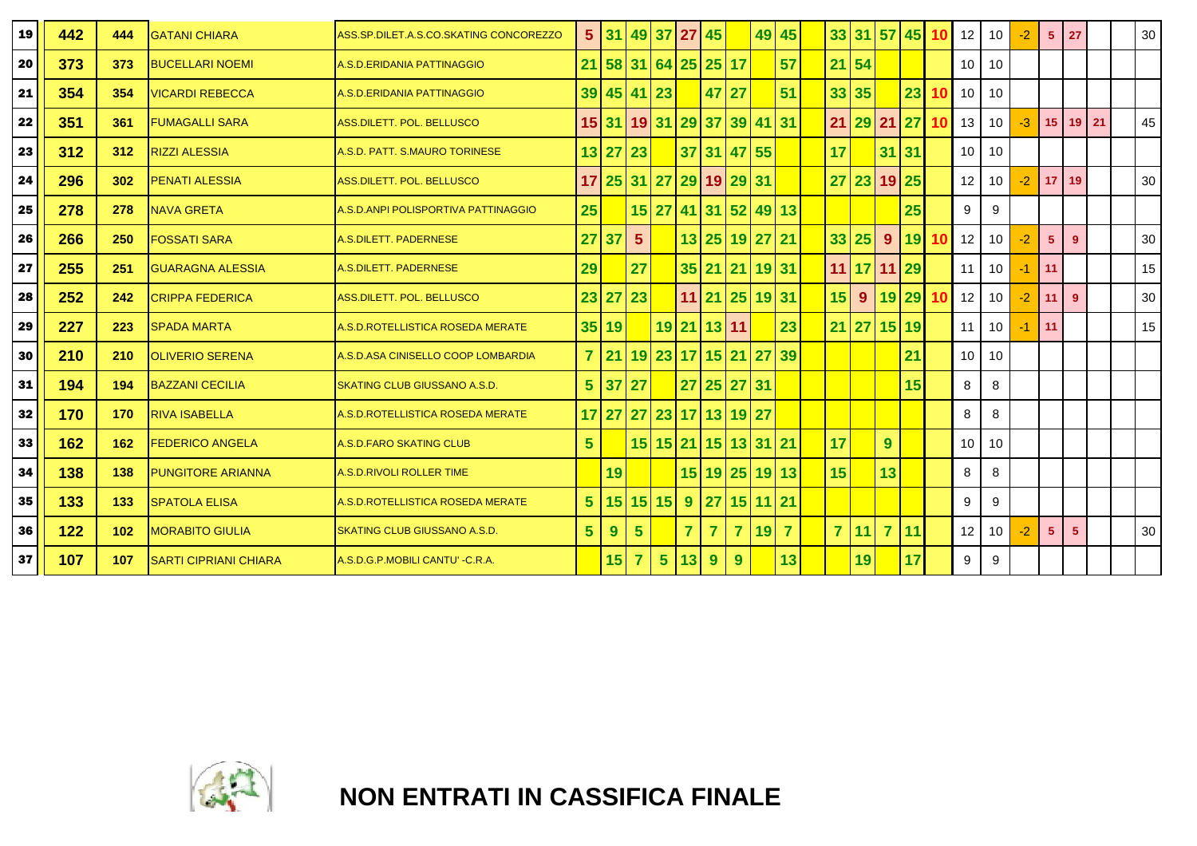| | | | | | | | | | | | | | | | | | | | | | | | | | | | |
|---|---|---|---|---|---|---|---|---|---|---|---|---|---|---|---|---|---|---|---|---|---|---|---|---|---|---|---|
| 19 | 442 | 444 | GATANI CHIARA | ASS.SP.DILET.A.S.CO.SKATING CONCOREZZO | 5 | 31 | 49 | 37 | 27 | 45 | | 49 | 45 | | 33 | 31 | 57 | 45 | 10 | 12 | 10 | -2 | 5 | 27 | | | 30 |
| 20 | 373 | 373 | BUCELLARI NOEMI | A.S.D.ERIDANIA PATTINAGGIO | 21 | 58 | 31 | 64 | 25 | 25 | 17 | | 57 | | 21 | 54 | | | | 10 | 10 | | | | | | |
| 21 | 354 | 354 | VICARDI REBECCA | A.S.D.ERIDANIA PATTINAGGIO | 39 | 45 | 41 | 23 | | 47 | 27 | | 51 | | 33 | 35 | | 23 | 10 | 10 | 10 | | | | | | |
| 22 | 351 | 361 | FUMAGALLI SARA | ASS.DILETT. POL. BELLUSCO | 15 | 31 | 19 | 31 | 29 | 37 | 39 | 41 | 31 | | 21 | 29 | 21 | 27 | 10 | 13 | 10 | -3 | 15 | 19 | 21 | | 45 |
| 23 | 312 | 312 | RIZZI ALESSIA | A.S.D. PATT. S.MAURO TORINESE | 13 | 27 | 23 | | 37 | 31 | 47 | 55 | | | 17 | | 31 | 31 | | 10 | 10 | | | | | | |
| 24 | 296 | 302 | PENATI ALESSIA | ASS.DILETT. POL. BELLUSCO | 17 | 25 | 31 | 27 | 29 | 19 | 29 | 31 | | | 27 | 23 | 19 | 25 | | 12 | 10 | -2 | 17 | 19 | | | 30 |
| 25 | 278 | 278 | NAVA GRETA | A.S.D.ANPI POLISPORTIVA PATTINAGGIO | 25 | | 15 | 27 | 41 | 31 | 52 | 49 | 13 | | | | | 25 | | 9 | 9 | | | | | | |
| 26 | 266 | 250 | FOSSATI SARA | A.S.DILETT. PADERNESE | 27 | 37 | 5 | | 13 | 25 | 19 | 27 | 21 | | 33 | 25 | 9 | 19 | 10 | 12 | 10 | -2 | 5 | 9 | | | 30 |
| 27 | 255 | 251 | GUARAGNA ALESSIA | A.S.DILETT. PADERNESE | 29 | | 27 | | 35 | 21 | 21 | 19 | 31 | | 11 | 17 | 11 | 29 | | 11 | 10 | -1 | 11 | | | | 15 |
| 28 | 252 | 242 | CRIPPA FEDERICA | ASS.DILETT. POL. BELLUSCO | 23 | 27 | 23 | | 11 | 21 | 25 | 19 | 31 | | 15 | 9 | 19 | 29 | 10 | 12 | 10 | -2 | 11 | 9 | | | 30 |
| 29 | 227 | 223 | SPADA MARTA | A.S.D.ROTELLISTICA ROSEDA MERATE | 35 | 19 | | 19 | 21 | 13 | 11 | | 23 | | 21 | 27 | 15 | 19 | | 11 | 10 | -1 | 11 | | | | 15 |
| 30 | 210 | 210 | OLIVERIO SERENA | A.S.D.ASA CINISELLO COOP LOMBARDIA | 7 | 21 | 19 | 23 | 17 | 15 | 21 | 27 | 39 | | | | | 21 | | 10 | 10 | | | | | | |
| 31 | 194 | 194 | BAZZANI CECILIA | SKATING CLUB GIUSSANO A.S.D. | 5 | 37 | 27 | | 27 | 25 | 27 | 31 | | | | | | 15 | | 8 | 8 | | | | | | |
| 32 | 170 | 170 | RIVA ISABELLA | A.S.D.ROTELLISTICA ROSEDA MERATE | 17 | 27 | 27 | 23 | 17 | 13 | 19 | 27 | | | | | | | | 8 | 8 | | | | | | |
| 33 | 162 | 162 | FEDERICO ANGELA | A.S.D.FARO SKATING CLUB | 5 | | 15 | 15 | 21 | 15 | 13 | 31 | 21 | | 17 | | 9 | | | 10 | 10 | | | | | | |
| 34 | 138 | 138 | PUNGITORE ARIANNA | A.S.D.RIVOLI ROLLER TIME | | 19 | | | 15 | 19 | 25 | 19 | 13 | | 15 | | 13 | | | 8 | 8 | | | | | | |
| 35 | 133 | 133 | SPATOLA ELISA | A.S.D.ROTELLISTICA ROSEDA MERATE | 5 | 15 | 15 | 15 | 9 | 27 | 15 | 11 | 21 | | | | | | | 9 | 9 | | | | | | |
| 36 | 122 | 102 | MORABITO GIULIA | SKATING CLUB GIUSSANO A.S.D. | 5 | 9 | 5 | | 7 | 7 | 7 | 19 | 7 | | 7 | 11 | 7 | 11 | | 12 | 10 | -2 | 5 | 5 | | | 30 |
| 37 | 107 | 107 | SARTI CIPRIANI CHIARA | A.S.D.G.P.MOBILI CANTU' -C.R.A. | | 15 | 7 | 5 | 13 | 9 | 9 | | 13 | | | 19 | | 17 | | 9 | 9 | | | | | | |

**NON ENTRATI IN CASSIFICA FINALE**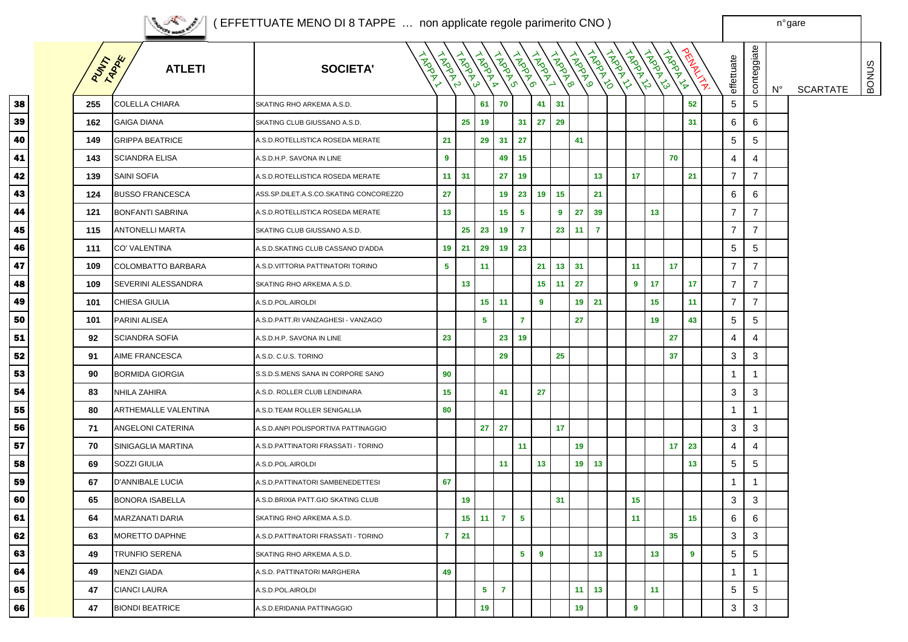( EFFETTUATE MENO DI 8 TAPPE … non applicate regole parimerito CNO )

n°gare

| | PUNTI TAPPE | ATLETI | SOCIETA' | TAPPA 1 | TAPPA 2 | TAPPA 3 | TAPPA 4 | TAPPA 5 | TAPPA 6 | TAPPA 7 | TAPPA 8 | TAPPA 9 | TAPPA 10 | TAPPA 11 | TAPPA 12 | TAPPA 13 | TAPPA 14 | PENALITA' | effettuate | conteggiate | N° | SCARTATE | BONUS |
|---|---|---|---|---|---|---|---|---|---|---|---|---|---|---|---|---|---|---|---|---|---|---|---|
| 38 | 255 | COLELLA CHIARA | SKATING RHO ARKEMA A.S.D. | | | 61 | 70 | | 41 | 31 | | | | | | | 52 | | 5 | 5 | | | |
| 39 | 162 | GAIGA DIANA | SKATING CLUB GIUSSANO A.S.D. | | 25 | 19 | | 31 | 27 | 29 | | | | | | | 31 | | 6 | 6 | | | |
| 40 | 149 | GRIPPA BEATRICE | A.S.D.ROTELLISTICA ROSEDA MERATE | 21 | | 29 | 31 | 27 | | | 41 | | | | | | | | 5 | 5 | | | |
| 41 | 143 | SCIANDRA ELISA | A.S.D.H.P. SAVONA IN LINE | 9 | | | 49 | 15 | | | | | | | | 70 | | | 4 | 4 | | | |
| 42 | 139 | SAINI SOFIA | A.S.D.ROTELLISTICA ROSEDA MERATE | 11 | 31 | | 27 | 19 | | | | 13 | | 17 | | | 21 | | 7 | 7 | | | |
| 43 | 124 | BUSSO FRANCESCA | ASS.SP.DILET.A.S.CO.SKATING CONCOREZZO | 27 | | | 19 | 23 | 19 | 15 | | 21 | | | | | | | 6 | 6 | | | |
| 44 | 121 | BONFANTI SABRINA | A.S.D.ROTELLISTICA ROSEDA MERATE | 13 | | | 15 | 5 | | 9 | 27 | 39 | | | 13 | | | | 7 | 7 | | | |
| 45 | 115 | ANTONELLI MARTA | SKATING CLUB GIUSSANO A.S.D. | | 25 | 23 | 19 | 7 | | 23 | 11 | 7 | | | | | | | 7 | 7 | | | |
| 46 | 111 | CO' VALENTINA | A.S.D.SKATING CLUB CASSANO D'ADDA | 19 | 21 | 29 | 19 | 23 | | | | | | | | | | | 5 | 5 | | | |
| 47 | 109 | COLOMBATTO BARBARA | A.S.D.VITTORIA PATTINATORI TORINO | 5 | | 11 | | | 21 | 13 | 31 | | | 11 | | 17 | | | 7 | 7 | | | |
| 48 | 109 | SEVERINI ALESSANDRA | SKATING RHO ARKEMA A.S.D. | | 13 | | | | 15 | 11 | 27 | | | 9 | 17 | | 17 | | 7 | 7 | | | |
| 49 | 101 | CHIESA GIULIA | A.S.D.POL.AIROLDI | | | 15 | 11 | | 9 | | 19 | 21 | | | 15 | | 11 | | 7 | 7 | | | |
| 50 | 101 | PARINI ALISEA | A.S.D.PATT.RI VANZAGHESI - VANZAGO | | | 5 | | 7 | | | 27 | | | | 19 | | 43 | | 5 | 5 | | | |
| 51 | 92 | SCIANDRA SOFIA | A.S.D.H.P. SAVONA IN LINE | 23 | | | 23 | 19 | | | | | | | | 27 | | | 4 | 4 | | | |
| 52 | 91 | AIME FRANCESCA | A.S.D. C.U.S. TORINO | | | | 29 | | | 25 | | | | | | 37 | | | 3 | 3 | | | |
| 53 | 90 | BORMIDA GIORGIA | S.S.D.S.MENS SANA IN CORPORE SANO | 90 | | | | | | | | | | | | | | | 1 | 1 | | | |
| 54 | 83 | NHILA ZAHIRA | A.S.D. ROLLER CLUB LENDINARA | 15 | | | 41 | | 27 | | | | | | | | | | 3 | 3 | | | |
| 55 | 80 | ARTHEMALLE VALENTINA | A.S.D.TEAM ROLLER SENIGALLIA | 80 | | | | | | | | | | | | | | | 1 | 1 | | | |
| 56 | 71 | ANGELONI CATERINA | A.S.D.ANPI POLISPORTIVA PATTINAGGIO | | | 27 | 27 | | | 17 | | | | | | | | | 3 | 3 | | | |
| 57 | 70 | SINIGAGLIA MARTINA | A.S.D.PATTINATORI FRASSATI - TORINO | | | | | 11 | | | 19 | | | | | 17 | 23 | | 4 | 4 | | | |
| 58 | 69 | SOZZI GIULIA | A.S.D.POL.AIROLDI | | | | 11 | | 13 | | 19 | 13 | | | | | 13 | | 5 | 5 | | | |
| 59 | 67 | D'ANNIBALE LUCIA | A.S.D.PATTINATORI SAMBENEDETTESI | 67 | | | | | | | | | | | | | | | 1 | 1 | | | |
| 60 | 65 | BONORA ISABELLA | A.S.D.BRIXIA PATT.GIO SKATING CLUB | | 19 | | | | | 31 | | | | 15 | | | | | 3 | 3 | | | |
| 61 | 64 | MARZANATI DARIA | SKATING RHO ARKEMA A.S.D. | | 15 | 11 | 7 | 5 | | | | | | 11 | | | 15 | | 6 | 6 | | | |
| 62 | 63 | MORETTO DAPHNE | A.S.D.PATTINATORI FRASSATI - TORINO | 7 | 21 | | | | | | | | | | | 35 | | | 3 | 3 | | | |
| 63 | 49 | TRUNFIO SERENA | SKATING RHO ARKEMA A.S.D. | | | | | 5 | 9 | | | 13 | | | 13 | | 9 | | 5 | 5 | | | |
| 64 | 49 | NENZI GIADA | A.S.D. PATTINATORI MARGHERA | 49 | | | | | | | | | | | | | | | 1 | 1 | | | |
| 65 | 47 | CIANCI LAURA | A.S.D.POL.AIROLDI | | | 5 | 7 | | | | 11 | 13 | | | 11 | | | | 5 | 5 | | | |
| 66 | 47 | BIONDI BEATRICE | A.S.D.ERIDANIA PATTINAGGIO | | | 19 | | | | | 19 | | | 9 | | | | | 3 | 3 | | | |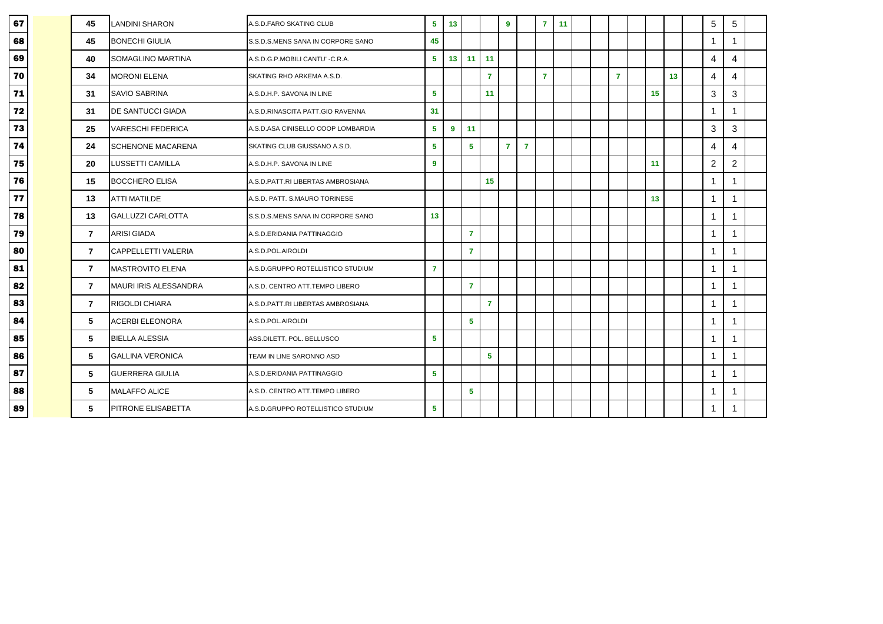| | | | | | | | | | | | | | | | | | | | | | | |
|---|---|---|---|---|---|---|---|---|---|---|---|---|---|---|---|---|---|---|---|---|---|---|
| 67 | | 45 | LANDINI SHARON | A.S.D.FARO SKATING CLUB | 5 | 13 | | | 9 | | 7 | 11 | | | | | | | | 5 | 5 | |
| 68 | | 45 | BONECHI GIULIA | S.S.D.S.MENS SANA IN CORPORE SANO | 45 | | | | | | | | | | | | | | | 1 | 1 | |
| 69 | | 40 | SOMAGLINO MARTINA | A.S.D.G.P.MOBILI CANTU' -C.R.A. | 5 | 13 | 11 | 11 | | | | | | | | | | | | 4 | 4 | |
| 70 | | 34 | MORONI ELENA | SKATING RHO ARKEMA A.S.D. | | | | 7 | | | 7 | | | | 7 | | | 13 | | 4 | 4 | |
| 71 | | 31 | SAVIO SABRINA | A.S.D.H.P. SAVONA IN LINE | 5 | | | 11 | | | | | | | | | 15 | | | 3 | 3 | |
| 72 | | 31 | DE SANTUCCI GIADA | A.S.D.RINASCITA PATT.GIO RAVENNA | 31 | | | | | | | | | | | | | | | 1 | 1 | |
| 73 | | 25 | VARESCHI FEDERICA | A.S.D.ASA CINISELLO COOP LOMBARDIA | 5 | 9 | 11 | | | | | | | | | | | | | 3 | 3 | |
| 74 | | 24 | SCHENONE MACARENA | SKATING CLUB GIUSSANO A.S.D. | 5 | | 5 | | 7 | 7 | | | | | | | | | | 4 | 4 | |
| 75 | | 20 | LUSSETTI CAMILLA | A.S.D.H.P. SAVONA IN LINE | 9 | | | | | | | | | | | | 11 | | | 2 | 2 | |
| 76 | | 15 | BOCCHERO ELISA | A.S.D.PATT.RI LIBERTAS AMBROSIANA | | | | 15 | | | | | | | | | | | | 1 | 1 | |
| 77 | | 13 | ATTI MATILDE | A.S.D. PATT. S.MAURO TORINESE | | | | | | | | | | | | | 13 | | | 1 | 1 | |
| 78 | | 13 | GALLUZZI CARLOTTA | S.S.D.S.MENS SANA IN CORPORE SANO | 13 | | | | | | | | | | | | | | | 1 | 1 | |
| 79 | | 7 | ARISI GIADA | A.S.D.ERIDANIA PATTINAGGIO | | | 7 | | | | | | | | | | | | | 1 | 1 | |
| 80 | | 7 | CAPPELLETTI VALERIA | A.S.D.POL.AIROLDI | | | 7 | | | | | | | | | | | | | 1 | 1 | |
| 81 | | 7 | MASTROVITO ELENA | A.S.D.GRUPPO ROTELLISTICO STUDIUM | 7 | | | | | | | | | | | | | | | 1 | 1 | |
| 82 | | 7 | MAURI IRIS ALESSANDRA | A.S.D. CENTRO ATT.TEMPO LIBERO | | | 7 | | | | | | | | | | | | | 1 | 1 | |
| 83 | | 7 | RIGOLDI CHIARA | A.S.D.PATT.RI LIBERTAS AMBROSIANA | | | | 7 | | | | | | | | | | | | 1 | 1 | |
| 84 | | 5 | ACERBI ELEONORA | A.S.D.POL.AIROLDI | | | 5 | | | | | | | | | | | | | 1 | 1 | |
| 85 | | 5 | BIELLA ALESSIA | ASS.DILETT. POL. BELLUSCO | 5 | | | | | | | | | | | | | | | 1 | 1 | |
| 86 | | 5 | GALLINA VERONICA | TEAM IN LINE SARONNO ASD | | | | 5 | | | | | | | | | | | | 1 | 1 | |
| 87 | | 5 | GUERRERA GIULIA | A.S.D.ERIDANIA PATTINAGGIO | 5 | | | | | | | | | | | | | | | 1 | 1 | |
| 88 | | 5 | MALAFFO ALICE | A.S.D. CENTRO ATT.TEMPO LIBERO | | | 5 | | | | | | | | | | | | | 1 | 1 | |
| 89 | | 5 | PITRONE ELISABETTA | A.S.D.GRUPPO ROTELLISTICO STUDIUM | 5 | | | | | | | | | | | | | | | 1 | 1 | |